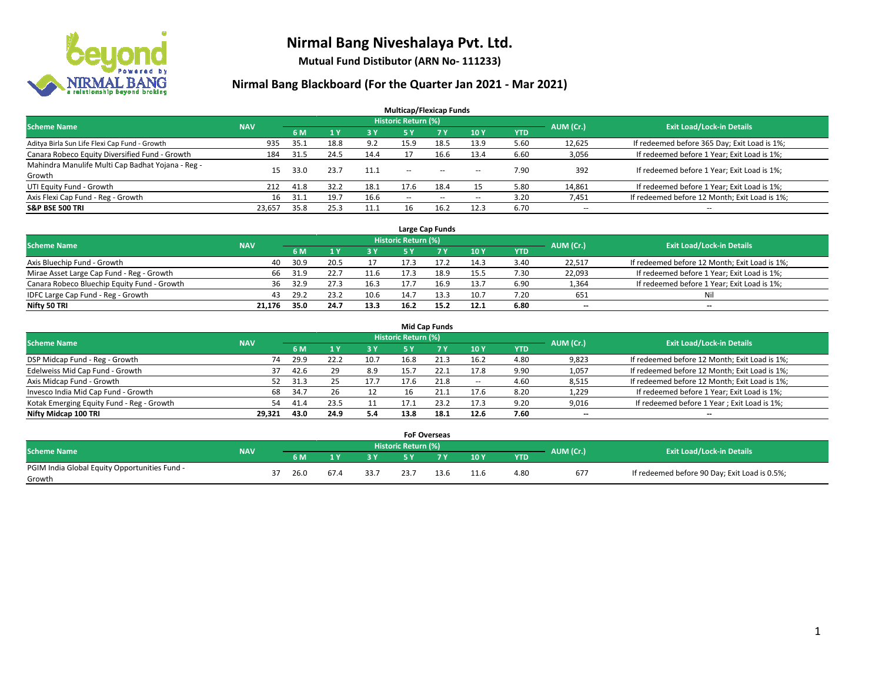# Nirmal Bang Niveshalaya Pvt. Ltd.

**Mutual Fund Distibutor (ARN No- 111233)**

## Nirmal Bang Blackboard (For the Quarter Jan 2021 - Mar 2021)

### Multicap/Flexicap Funds

| Scheme Name | NAV | Historic Return (%) | | | | | | | AUM (Cr.) | Exit Load/Lock-in Details |
|---|---|---|---|---|---|---|---|---|---|---|
| | | 6 M | 1 Y | 3 Y | 5 Y | 7 Y | 10 Y | YTD | | |
| Aditya Birla Sun Life Flexi Cap Fund - Growth | 935 | 35.1 | 18.8 | 9.2 | 15.9 | 18.5 | 13.9 | 5.60 | 12,625 | If redeemed before 365 Day; Exit Load is 1%; |
| Canara Robeco Equity Diversified Fund - Growth | 184 | 31.5 | 24.5 | 14.4 | 17 | 16.6 | 13.4 | 6.60 | 3,056 | If redeemed before 1 Year; Exit Load is 1%; |
| Mahindra Manulife Multi Cap Badhat Yojana - Reg - Growth | 15 | 33.0 | 23.7 | 11.1 | -- | -- | -- | 7.90 | 392 | If redeemed before 1 Year; Exit Load is 1%; |
| UTI Equity Fund - Growth | 212 | 41.8 | 32.2 | 18.1 | 17.6 | 18.4 | 15 | 5.80 | 14,861 | If redeemed before 1 Year; Exit Load is 1%; |
| Axis Flexi Cap Fund - Reg - Growth | 16 | 31.1 | 19.7 | 16.6 | -- | -- | -- | 3.20 | 7,451 | If redeemed before 12 Month; Exit Load is 1%; |
| **S&P BSE 500 TRI** | 23,657 | 35.8 | 25.3 | 11.1 | 16 | 16.2 | 12.3 | 6.70 | -- | -- |

### Large Cap Funds

| Scheme Name | NAV | Historic Return (%) | | | | | | | AUM (Cr.) | Exit Load/Lock-in Details |
|---|---|---|---|---|---|---|---|---|---|---|
| | | 6 M | 1 Y | 3 Y | 5 Y | 7 Y | 10 Y | YTD | | |
| Axis Bluechip Fund - Growth | 40 | 30.9 | 20.5 | 17 | 17.3 | 17.2 | 14.3 | 3.40 | 22,517 | If redeemed before 12 Month; Exit Load is 1%; |
| Mirae Asset Large Cap Fund - Reg - Growth | 66 | 31.9 | 22.7 | 11.6 | 17.3 | 18.9 | 15.5 | 7.30 | 22,093 | If redeemed before 1 Year; Exit Load is 1%; |
| Canara Robeco Bluechip Equity Fund - Growth | 36 | 32.9 | 27.3 | 16.3 | 17.7 | 16.9 | 13.7 | 6.90 | 1,364 | If redeemed before 1 Year; Exit Load is 1%; |
| IDFC Large Cap Fund - Reg - Growth | 43 | 29.2 | 23.2 | 10.6 | 14.7 | 13.3 | 10.7 | 7.20 | 651 | Nil |
| **Nifty 50 TRI** | **21,176** | **35.0** | **24.7** | **13.3** | **16.2** | **15.2** | **12.1** | **6.80** | **--** | **--** |

### Mid Cap Funds

| Scheme Name | NAV | Historic Return (%) | | | | | | | AUM (Cr.) | Exit Load/Lock-in Details |
|---|---|---|---|---|---|---|---|---|---|---|
| | | 6 M | 1 Y | 3 Y | 5 Y | 7 Y | 10 Y | YTD | | |
| DSP Midcap Fund - Reg - Growth | 74 | 29.9 | 22.2 | 10.7 | 16.8 | 21.3 | 16.2 | 4.80 | 9,823 | If redeemed before 12 Month; Exit Load is 1%; |
| Edelweiss Mid Cap Fund - Growth | 37 | 42.6 | 29 | 8.9 | 15.7 | 22.1 | 17.8 | 9.90 | 1,057 | If redeemed before 12 Month; Exit Load is 1%; |
| Axis Midcap Fund - Growth | 52 | 31.3 | 25 | 17.7 | 17.6 | 21.8 | -- | 4.60 | 8,515 | If redeemed before 12 Month; Exit Load is 1%; |
| Invesco India Mid Cap Fund - Growth | 68 | 34.7 | 26 | 12 | 16 | 21.1 | 17.6 | 8.20 | 1,229 | If redeemed before 1 Year; Exit Load is 1%; |
| Kotak Emerging Equity Fund - Reg - Growth | 54 | 41.4 | 23.5 | 11 | 17.1 | 23.2 | 17.3 | 9.20 | 9,016 | If redeemed before 1 Year ; Exit Load is 1%; |
| **Nifty Midcap 100 TRI** | **29,321** | **43.0** | **24.9** | **5.4** | **13.8** | **18.1** | **12.6** | **7.60** | **--** | **--** |

### FoF Overseas

| Scheme Name | NAV | Historic Return (%) | | | | | | | AUM (Cr.) | Exit Load/Lock-in Details |
|---|---|---|---|---|---|---|---|---|---|---|
| | | 6 M | 1 Y | 3 Y | 5 Y | 7 Y | 10 Y | YTD | | |
| PGIM India Global Equity Opportunities Fund - Growth | 37 | 26.0 | 67.4 | 33.7 | 23.7 | 13.6 | 11.6 | 4.80 | 677 | If redeemed before 90 Day; Exit Load is 0.5%; |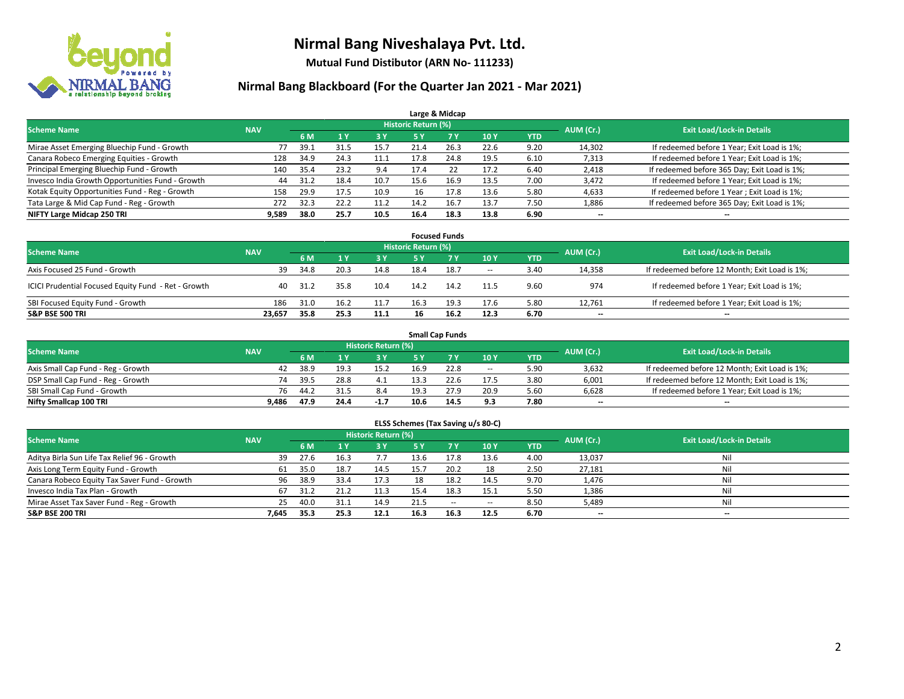# Nirmal Bang Niveshalaya Pvt. Ltd.

**Mutual Fund Distibutor (ARN No- 111233)**

## Nirmal Bang Blackboard (For the Quarter Jan 2021 - Mar 2021)

### Large & Midcap

| Scheme Name | NAV | Historic Return (%) | | | | | | | AUM (Cr.) | Exit Load/Lock-in Details |
|---|---|---|---|---|---|---|---|---|---|---|
| | | 6 M | 1 Y | 3 Y | 5 Y | 7 Y | 10 Y | YTD | | |
| Mirae Asset Emerging Bluechip Fund - Growth | 77 | 39.1 | 31.5 | 15.7 | 21.4 | 26.3 | 22.6 | 9.20 | 14,302 | If redeemed before 1 Year; Exit Load is 1%; |
| Canara Robeco Emerging Equities - Growth | 128 | 34.9 | 24.3 | 11.1 | 17.8 | 24.8 | 19.5 | 6.10 | 7,313 | If redeemed before 1 Year; Exit Load is 1%; |
| Principal Emerging Bluechip Fund - Growth | 140 | 35.4 | 23.2 | 9.4 | 17.4 | 22 | 17.2 | 6.40 | 2,418 | If redeemed before 365 Day; Exit Load is 1%; |
| Invesco India Growth Opportunities Fund - Growth | 44 | 31.2 | 18.4 | 10.7 | 15.6 | 16.9 | 13.5 | 7.00 | 3,472 | If redeemed before 1 Year; Exit Load is 1%; |
| Kotak Equity Opportunities Fund - Reg - Growth | 158 | 29.9 | 17.5 | 10.9 | 16 | 17.8 | 13.6 | 5.80 | 4,633 | If redeemed before 1 Year ; Exit Load is 1%; |
| Tata Large & Mid Cap Fund - Reg - Growth | 272 | 32.3 | 22.2 | 11.2 | 14.2 | 16.7 | 13.7 | 7.50 | 1,886 | If redeemed before 365 Day; Exit Load is 1%; |
| **NIFTY Large Midcap 250 TRI** | **9,589** | **38.0** | **25.7** | **10.5** | **16.4** | **18.3** | **13.8** | **6.90** | **--** | **--** |

### Focused Funds

| Scheme Name | NAV | Historic Return (%) | | | | | | | AUM (Cr.) | Exit Load/Lock-in Details |
|---|---|---|---|---|---|---|---|---|---|---|
| | | 6 M | 1 Y | 3 Y | 5 Y | 7 Y | 10 Y | YTD | | |
| Axis Focused 25 Fund - Growth | 39 | 34.8 | 20.3 | 14.8 | 18.4 | 18.7 | -- | 3.40 | 14,358 | If redeemed before 12 Month; Exit Load is 1%; |
| ICICI Prudential Focused Equity Fund - Ret - Growth | 40 | 31.2 | 35.8 | 10.4 | 14.2 | 14.2 | 11.5 | 9.60 | 974 | If redeemed before 1 Year; Exit Load is 1%; |
| SBI Focused Equity Fund - Growth | 186 | 31.0 | 16.2 | 11.7 | 16.3 | 19.3 | 17.6 | 5.80 | 12,761 | If redeemed before 1 Year; Exit Load is 1%; |
| **S&P BSE 500 TRI** | **23,657** | **35.8** | **25.3** | **11.1** | **16** | **16.2** | **12.3** | **6.70** | **--** | **--** |

### Small Cap Funds

| Scheme Name | NAV | Historic Return (%) | | | | | | | AUM (Cr.) | Exit Load/Lock-in Details |
|---|---|---|---|---|---|---|---|---|---|---|
| | | 6 M | 1 Y | 3 Y | 5 Y | 7 Y | 10 Y | YTD | | |
| Axis Small Cap Fund - Reg - Growth | 42 | 38.9 | 19.3 | 15.2 | 16.9 | 22.8 | -- | 5.90 | 3,632 | If redeemed before 12 Month; Exit Load is 1%; |
| DSP Small Cap Fund - Reg - Growth | 74 | 39.5 | 28.8 | 4.1 | 13.3 | 22.6 | 17.5 | 3.80 | 6,001 | If redeemed before 12 Month; Exit Load is 1%; |
| SBI Small Cap Fund - Growth | 76 | 44.2 | 31.5 | 8.4 | 19.3 | 27.9 | 20.9 | 5.60 | 6,628 | If redeemed before 1 Year; Exit Load is 1%; |
| **Nifty Smallcap 100 TRI** | **9,486** | **47.9** | **24.4** | **-1.7** | **10.6** | **14.5** | **9.3** | **7.80** | **--** | **--** |

### ELSS Schemes (Tax Saving u/s 80-C)

| Scheme Name | NAV | Historic Return (%) | | | | | | | AUM (Cr.) | Exit Load/Lock-in Details |
|---|---|---|---|---|---|---|---|---|---|---|
| | | 6 M | 1 Y | 3 Y | 5 Y | 7 Y | 10 Y | YTD | | |
| Aditya Birla Sun Life Tax Relief 96 - Growth | 39 | 27.6 | 16.3 | 7.7 | 13.6 | 17.8 | 13.6 | 4.00 | 13,037 | Nil |
| Axis Long Term Equity Fund - Growth | 61 | 35.0 | 18.7 | 14.5 | 15.7 | 20.2 | 18 | 2.50 | 27,181 | Nil |
| Canara Robeco Equity Tax Saver Fund - Growth | 96 | 38.9 | 33.4 | 17.3 | 18 | 18.2 | 14.5 | 9.70 | 1,476 | Nil |
| Invesco India Tax Plan - Growth | 67 | 31.2 | 21.2 | 11.3 | 15.4 | 18.3 | 15.1 | 5.50 | 1,386 | Nil |
| Mirae Asset Tax Saver Fund - Reg - Growth | 25 | 40.0 | 31.1 | 14.9 | 21.5 | -- | -- | 8.50 | 5,489 | Nil |
| **S&P BSE 200 TRI** | **7,645** | **35.3** | **25.3** | **12.1** | **16.3** | **16.3** | **12.5** | **6.70** | **--** | **--** |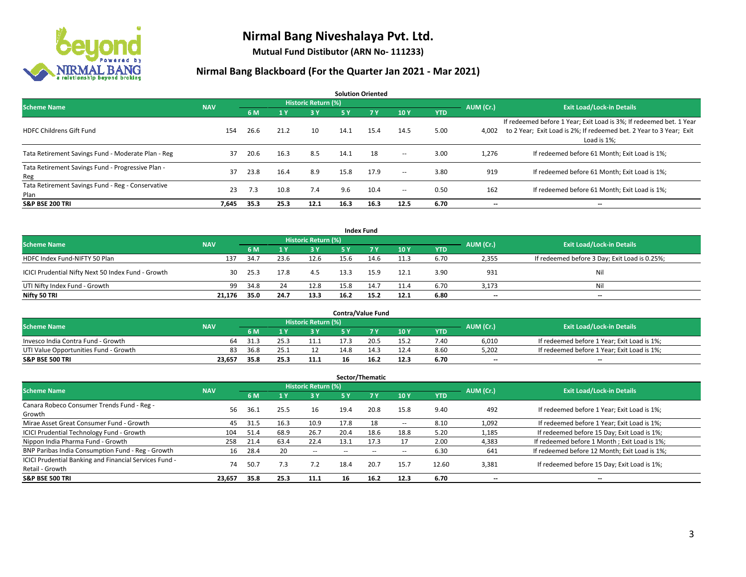# Nirmal Bang Niveshalaya Pvt. Ltd.

**Mutual Fund Distibutor (ARN No- 111233)**

## Nirmal Bang Blackboard (For the Quarter Jan 2021 - Mar 2021)

### Solution Oriented

| Scheme Name | NAV | Historic Return (%) | | | | | | | AUM (Cr.) | Exit Load/Lock-in Details |
|---|---|---|---|---|---|---|---|---|---|---|
| | | 6 M | 1 Y | 3 Y | 5 Y | 7 Y | 10 Y | YTD | | |
| HDFC Childrens Gift Fund | 154 | 26.6 | 21.2 | 10 | 14.1 | 15.4 | 14.5 | 5.00 | 4,002 | If redeemed before 1 Year; Exit Load is 3%; If redeemed bet. 1 Year to 2 Year; Exit Load is 2%; If redeemed bet. 2 Year to 3 Year; Exit Load is 1%; |
| Tata Retirement Savings Fund - Moderate Plan - Reg | 37 | 20.6 | 16.3 | 8.5 | 14.1 | 18 | -- | 3.00 | 1,276 | If redeemed before 61 Month; Exit Load is 1%; |
| Tata Retirement Savings Fund - Progressive Plan - Reg | 37 | 23.8 | 16.4 | 8.9 | 15.8 | 17.9 | -- | 3.80 | 919 | If redeemed before 61 Month; Exit Load is 1%; |
| Tata Retirement Savings Fund - Reg - Conservative Plan | 23 | 7.3 | 10.8 | 7.4 | 9.6 | 10.4 | -- | 0.50 | 162 | If redeemed before 61 Month; Exit Load is 1%; |
| **S&P BSE 200 TRI** | **7,645** | **35.3** | **25.3** | **12.1** | **16.3** | **16.3** | **12.5** | **6.70** | **--** | **--** |

### Index Fund

| Scheme Name | NAV | Historic Return (%) | | | | | | | AUM (Cr.) | Exit Load/Lock-in Details |
|---|---|---|---|---|---|---|---|---|---|---|
| | | 6 M | 1 Y | 3 Y | 5 Y | 7 Y | 10 Y | YTD | | |
| HDFC Index Fund-NIFTY 50 Plan | 137 | 34.7 | 23.6 | 12.6 | 15.6 | 14.6 | 11.3 | 6.70 | 2,355 | If redeemed before 3 Day; Exit Load is 0.25%; |
| ICICI Prudential Nifty Next 50 Index Fund - Growth | 30 | 25.3 | 17.8 | 4.5 | 13.3 | 15.9 | 12.1 | 3.90 | 931 | Nil |
| UTI Nifty Index Fund - Growth | 99 | 34.8 | 24 | 12.8 | 15.8 | 14.7 | 11.4 | 6.70 | 3,173 | Nil |
| **Nifty 50 TRI** | **21,176** | **35.0** | **24.7** | **13.3** | **16.2** | **15.2** | **12.1** | **6.80** | **--** | **--** |

### Contra/Value Fund

| Scheme Name | NAV | Historic Return (%) | | | | | | | AUM (Cr.) | Exit Load/Lock-in Details |
|---|---|---|---|---|---|---|---|---|---|---|
| | | 6 M | 1 Y | 3 Y | 5 Y | 7 Y | 10 Y | YTD | | |
| Invesco India Contra Fund - Growth | 64 | 31.3 | 25.3 | 11.1 | 17.3 | 20.5 | 15.2 | 7.40 | 6,010 | If redeemed before 1 Year; Exit Load is 1%; |
| UTI Value Opportunities Fund - Growth | 83 | 36.8 | 25.1 | 12 | 14.8 | 14.3 | 12.4 | 8.60 | 5,202 | If redeemed before 1 Year; Exit Load is 1%; |
| **S&P BSE 500 TRI** | **23,657** | **35.8** | **25.3** | **11.1** | **16** | **16.2** | **12.3** | **6.70** | **--** | **--** |

### Sector/Thematic

| Scheme Name | NAV | Historic Return (%) | | | | | | | AUM (Cr.) | Exit Load/Lock-in Details |
|---|---|---|---|---|---|---|---|---|---|---|
| | | 6 M | 1 Y | 3 Y | 5 Y | 7 Y | 10 Y | YTD | | |
| Canara Robeco Consumer Trends Fund - Reg - Growth | 56 | 36.1 | 25.5 | 16 | 19.4 | 20.8 | 15.8 | 9.40 | 492 | If redeemed before 1 Year; Exit Load is 1%; |
| Mirae Asset Great Consumer Fund - Growth | 45 | 31.5 | 16.3 | 10.9 | 17.8 | 18 | -- | 8.10 | 1,092 | If redeemed before 1 Year; Exit Load is 1%; |
| ICICI Prudential Technology Fund - Growth | 104 | 51.4 | 68.9 | 26.7 | 20.4 | 18.6 | 18.8 | 5.20 | 1,185 | If redeemed before 15 Day; Exit Load is 1%; |
| Nippon India Pharma Fund - Growth | 258 | 21.4 | 63.4 | 22.4 | 13.1 | 17.3 | 17 | 2.00 | 4,383 | If redeemed before 1 Month ; Exit Load is 1%; |
| BNP Paribas India Consumption Fund - Reg - Growth | 16 | 28.4 | 20 | -- | -- | -- | -- | 6.30 | 641 | If redeemed before 12 Month; Exit Load is 1%; |
| ICICI Prudential Banking and Financial Services Fund - Retail - Growth | 74 | 50.7 | 7.3 | 7.2 | 18.4 | 20.7 | 15.7 | 12.60 | 3,381 | If redeemed before 15 Day; Exit Load is 1%; |
| **S&P BSE 500 TRI** | **23,657** | **35.8** | **25.3** | **11.1** | **16** | **16.2** | **12.3** | **6.70** | **--** | **--** |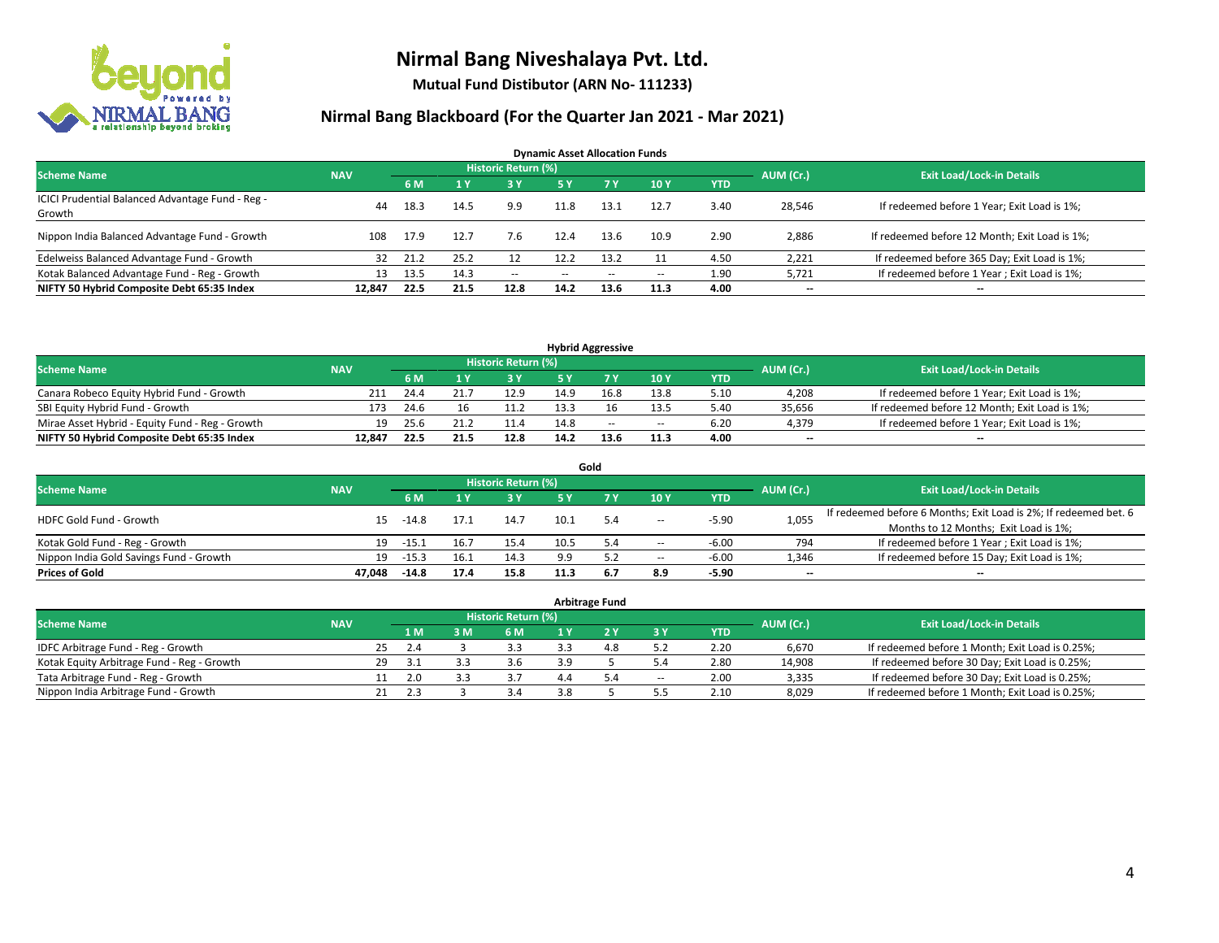# Nirmal Bang Niveshalaya Pvt. Ltd.

**Mutual Fund Distibutor (ARN No- 111233)**

## Nirmal Bang Blackboard (For the Quarter Jan 2021 - Mar 2021)

### Dynamic Asset Allocation Funds

| Scheme Name | NAV | Historic Return (%) | | | | | | | AUM (Cr.) | Exit Load/Lock-in Details |
|---|---|---|---|---|---|---|---|---|---|---|
| | | 6 M | 1 Y | 3 Y | 5 Y | 7 Y | 10 Y | YTD | | |
| ICICI Prudential Balanced Advantage Fund - Reg - Growth | 44 | 18.3 | 14.5 | 9.9 | 11.8 | 13.1 | 12.7 | 3.40 | 28,546 | If redeemed before 1 Year; Exit Load is 1%; |
| Nippon India Balanced Advantage Fund - Growth | 108 | 17.9 | 12.7 | 7.6 | 12.4 | 13.6 | 10.9 | 2.90 | 2,886 | If redeemed before 12 Month; Exit Load is 1%; |
| Edelweiss Balanced Advantage Fund - Growth | 32 | 21.2 | 25.2 | 12 | 12.2 | 13.2 | 11 | 4.50 | 2,221 | If redeemed before 365 Day; Exit Load is 1%; |
| Kotak Balanced Advantage Fund - Reg - Growth | 13 | 13.5 | 14.3 | -- | -- | -- | -- | 1.90 | 5,721 | If redeemed before 1 Year ; Exit Load is 1%; |
| **NIFTY 50 Hybrid Composite Debt 65:35 Index** | **12,847** | **22.5** | **21.5** | **12.8** | **14.2** | **13.6** | **11.3** | **4.00** | **--** | **--** |

### Hybrid Aggressive

| Scheme Name | NAV | Historic Return (%) | | | | | | | AUM (Cr.) | Exit Load/Lock-in Details |
|---|---|---|---|---|---|---|---|---|---|---|
| | | 6 M | 1 Y | 3 Y | 5 Y | 7 Y | 10 Y | YTD | | |
| Canara Robeco Equity Hybrid Fund - Growth | 211 | 24.4 | 21.7 | 12.9 | 14.9 | 16.8 | 13.8 | 5.10 | 4,208 | If redeemed before 1 Year; Exit Load is 1%; |
| SBI Equity Hybrid Fund - Growth | 173 | 24.6 | 16 | 11.2 | 13.3 | 16 | 13.5 | 5.40 | 35,656 | If redeemed before 12 Month; Exit Load is 1%; |
| Mirae Asset Hybrid - Equity Fund - Reg - Growth | 19 | 25.6 | 21.2 | 11.4 | 14.8 | -- | -- | 6.20 | 4,379 | If redeemed before 1 Year; Exit Load is 1%; |
| **NIFTY 50 Hybrid Composite Debt 65:35 Index** | **12,847** | **22.5** | **21.5** | **12.8** | **14.2** | **13.6** | **11.3** | **4.00** | **--** | **--** |

### Gold

| Scheme Name | NAV | Historic Return (%) | | | | | | | AUM (Cr.) | Exit Load/Lock-in Details |
|---|---|---|---|---|---|---|---|---|---|---|
| | | 6 M | 1 Y | 3 Y | 5 Y | 7 Y | 10 Y | YTD | | |
| HDFC Gold Fund - Growth | 15 | -14.8 | 17.1 | 14.7 | 10.1 | 5.4 | -- | -5.90 | 1,055 | If redeemed before 6 Months; Exit Load is 2%; If redeemed bet. 6 Months to 12 Months; Exit Load is 1%; |
| Kotak Gold Fund - Reg - Growth | 19 | -15.1 | 16.7 | 15.4 | 10.5 | 5.4 | -- | -6.00 | 794 | If redeemed before 1 Year ; Exit Load is 1%; |
| Nippon India Gold Savings Fund - Growth | 19 | -15.3 | 16.1 | 14.3 | 9.9 | 5.2 | -- | -6.00 | 1,346 | If redeemed before 15 Day; Exit Load is 1%; |
| **Prices of Gold** | **47,048** | **-14.8** | **17.4** | **15.8** | **11.3** | **6.7** | **8.9** | **-5.90** | **--** | **--** |

### Arbitrage Fund

| Scheme Name | NAV | Historic Return (%) | | | | | | | AUM (Cr.) | Exit Load/Lock-in Details |
|---|---|---|---|---|---|---|---|---|---|---|
| | | 1 M | 3 M | 6 M | 1 Y | 2 Y | 3 Y | YTD | | |
| IDFC Arbitrage Fund - Reg - Growth | 25 | 2.4 | 3 | 3.3 | 3.3 | 4.8 | 5.2 | 2.20 | 6,670 | If redeemed before 1 Month; Exit Load is 0.25%; |
| Kotak Equity Arbitrage Fund - Reg - Growth | 29 | 3.1 | 3.3 | 3.6 | 3.9 | 5 | 5.4 | 2.80 | 14,908 | If redeemed before 30 Day; Exit Load is 0.25%; |
| Tata Arbitrage Fund - Reg - Growth | 11 | 2.0 | 3.3 | 3.7 | 4.4 | 5.4 | -- | 2.00 | 3,335 | If redeemed before 30 Day; Exit Load is 0.25%; |
| Nippon India Arbitrage Fund - Growth | 21 | 2.3 | 3 | 3.4 | 3.8 | 5 | 5.5 | 2.10 | 8,029 | If redeemed before 1 Month; Exit Load is 0.25%; |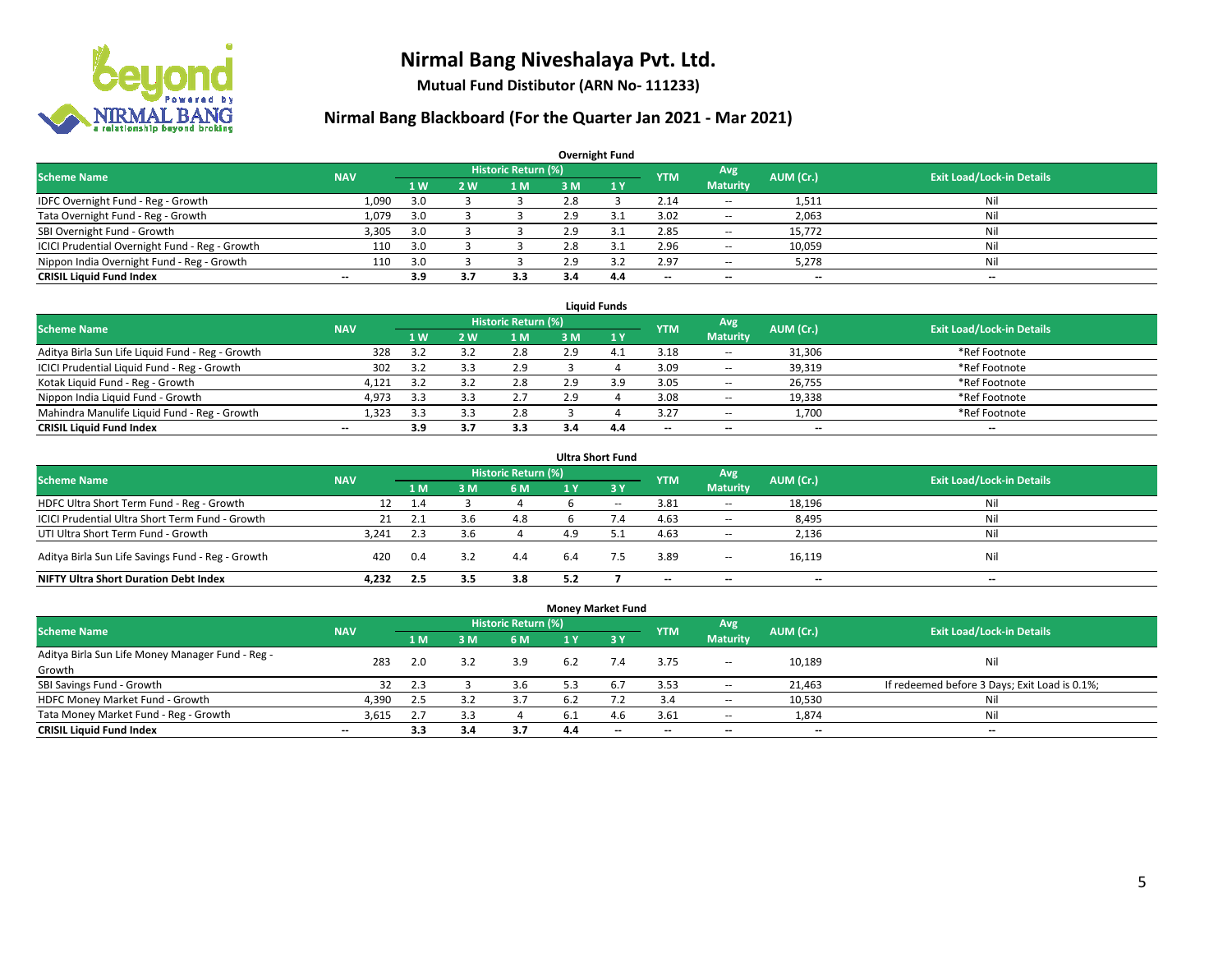# Nirmal Bang Niveshalaya Pvt. Ltd.

**Mutual Fund Distibutor (ARN No- 111233)**

## Nirmal Bang Blackboard (For the Quarter Jan 2021 - Mar 2021)

### Overnight Fund

| Scheme Name | NAV | Historic Return (%) | | | | | YTM | Avg Maturity | AUM (Cr.) | Exit Load/Lock-in Details |
|---|---|---|---|---|---|---|---|---|---|---|
| | | 1 W | 2 W | 1 M | 3 M | 1 Y | | | | |
| IDFC Overnight Fund - Reg - Growth | 1,090 | 3.0 | 3 | 3 | 2.8 | 3 | 2.14 | -- | 1,511 | Nil |
| Tata Overnight Fund - Reg - Growth | 1,079 | 3.0 | 3 | 3 | 2.9 | 3.1 | 3.02 | -- | 2,063 | Nil |
| SBI Overnight Fund - Growth | 3,305 | 3.0 | 3 | 3 | 2.9 | 3.1 | 2.85 | -- | 15,772 | Nil |
| ICICI Prudential Overnight Fund - Reg - Growth | 110 | 3.0 | 3 | 3 | 2.8 | 3.1 | 2.96 | -- | 10,059 | Nil |
| Nippon India Overnight Fund - Reg - Growth | 110 | 3.0 | 3 | 3 | 2.9 | 3.2 | 2.97 | -- | 5,278 | Nil |
| **CRISIL Liquid Fund Index** | -- | **3.9** | **3.7** | **3.3** | **3.4** | **4.4** | -- | -- | -- | -- |

### Liquid Funds

| Scheme Name | NAV | Historic Return (%) | | | | | YTM | Avg Maturity | AUM (Cr.) | Exit Load/Lock-in Details |
|---|---|---|---|---|---|---|---|---|---|---|
| | | 1 W | 2 W | 1 M | 3 M | 1 Y | | | | |
| Aditya Birla Sun Life Liquid Fund - Reg - Growth | 328 | 3.2 | 3.2 | 2.8 | 2.9 | 4.1 | 3.18 | -- | 31,306 | *Ref Footnote |
| ICICI Prudential Liquid Fund - Reg - Growth | 302 | 3.2 | 3.3 | 2.9 | 3 | 4 | 3.09 | -- | 39,319 | *Ref Footnote |
| Kotak Liquid Fund - Reg - Growth | 4,121 | 3.2 | 3.2 | 2.8 | 2.9 | 3.9 | 3.05 | -- | 26,755 | *Ref Footnote |
| Nippon India Liquid Fund - Growth | 4,973 | 3.3 | 3.3 | 2.7 | 2.9 | 4 | 3.08 | -- | 19,338 | *Ref Footnote |
| Mahindra Manulife Liquid Fund - Reg - Growth | 1,323 | 3.3 | 3.3 | 2.8 | 3 | 4 | 3.27 | -- | 1,700 | *Ref Footnote |
| **CRISIL Liquid Fund Index** | -- | **3.9** | **3.7** | **3.3** | **3.4** | **4.4** | -- | -- | -- | -- |

### Ultra Short Fund

| Scheme Name | NAV | Historic Return (%) | | | | | YTM | Avg Maturity | AUM (Cr.) | Exit Load/Lock-in Details |
|---|---|---|---|---|---|---|---|---|---|---|
| | | 1 M | 3 M | 6 M | 1 Y | 3 Y | | | | |
| HDFC Ultra Short Term Fund - Reg - Growth | 12 | 1.4 | 3 | 4 | 6 | -- | 3.81 | -- | 18,196 | Nil |
| ICICI Prudential Ultra Short Term Fund - Growth | 21 | 2.1 | 3.6 | 4.8 | 6 | 7.4 | 4.63 | -- | 8,495 | Nil |
| UTI Ultra Short Term Fund - Growth | 3,241 | 2.3 | 3.6 | 4 | 4.9 | 5.1 | 4.63 | -- | 2,136 | Nil |
| Aditya Birla Sun Life Savings Fund - Reg - Growth | 420 | 0.4 | 3.2 | 4.4 | 6.4 | 7.5 | 3.89 | -- | 16,119 | Nil |
| **NIFTY Ultra Short Duration Debt Index** | **4,232** | **2.5** | **3.5** | **3.8** | **5.2** | **7** | -- | -- | -- | -- |

### Money Market Fund

| Scheme Name | NAV | Historic Return (%) | | | | | YTM | Avg Maturity | AUM (Cr.) | Exit Load/Lock-in Details |
|---|---|---|---|---|---|---|---|---|---|---|
| | | 1 M | 3 M | 6 M | 1 Y | 3 Y | | | | |
| Aditya Birla Sun Life Money Manager Fund - Reg - Growth | 283 | 2.0 | 3.2 | 3.9 | 6.2 | 7.4 | 3.75 | -- | 10,189 | Nil |
| SBI Savings Fund - Growth | 32 | 2.3 | 3 | 3.6 | 5.3 | 6.7 | 3.53 | -- | 21,463 | If redeemed before 3 Days; Exit Load is 0.1%; |
| HDFC Money Market Fund - Growth | 4,390 | 2.5 | 3.2 | 3.7 | 6.2 | 7.2 | 3.4 | -- | 10,530 | Nil |
| Tata Money Market Fund - Reg - Growth | 3,615 | 2.7 | 3.3 | 4 | 6.1 | 4.6 | 3.61 | -- | 1,874 | Nil |
| **CRISIL Liquid Fund Index** | -- | **3.3** | **3.4** | **3.7** | **4.4** | -- | -- | -- | -- | -- |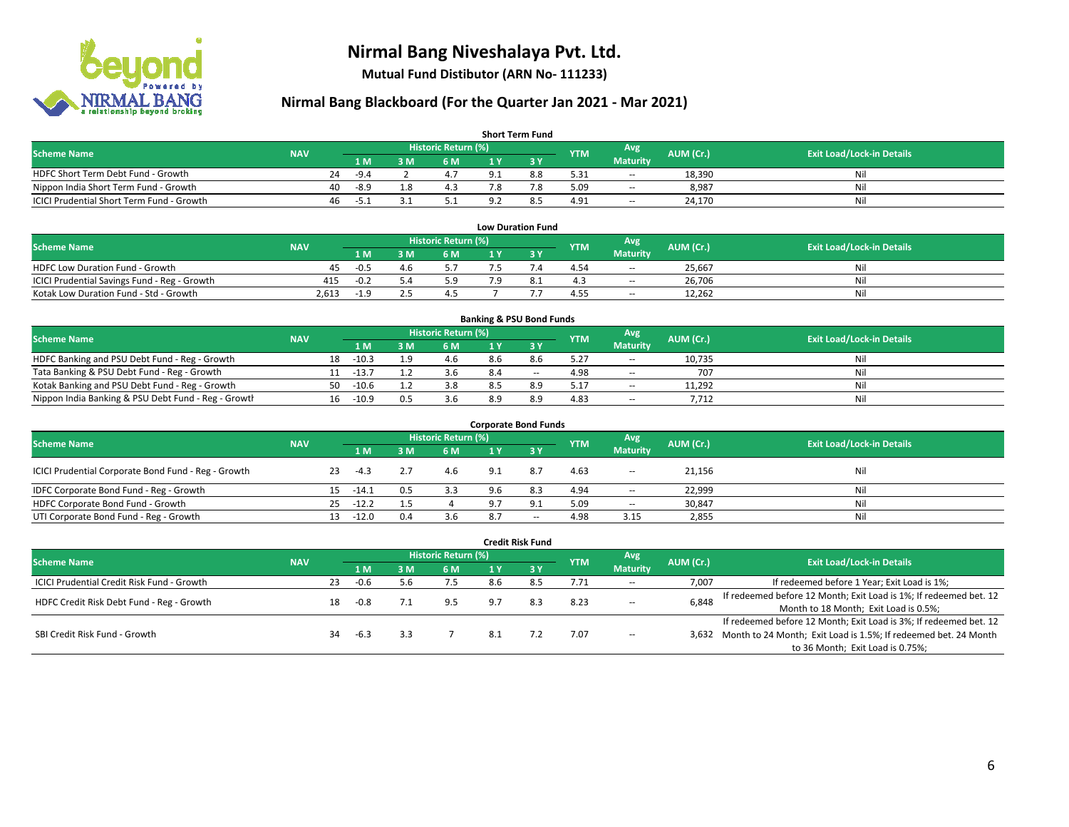# Nirmal Bang Niveshalaya Pvt. Ltd.

**Mutual Fund Distibutor (ARN No- 111233)**

## Nirmal Bang Blackboard (For the Quarter Jan 2021 - Mar 2021)

### Short Term Fund

| Scheme Name | NAV | Historic Return (%) | | | | | YTM | Avg Maturity | AUM (Cr.) | Exit Load/Lock-in Details |
|---|---|---|---|---|---|---|---|---|---|---|
| | | 1 M | 3 M | 6 M | 1 Y | 3 Y | | | | |
| HDFC Short Term Debt Fund - Growth | 24 | -9.4 | 2 | 4.7 | 9.1 | 8.8 | 5.31 | -- | 18,390 | Nil |
| Nippon India Short Term Fund - Growth | 40 | -8.9 | 1.8 | 4.3 | 7.8 | 7.8 | 5.09 | -- | 8,987 | Nil |
| ICICI Prudential Short Term Fund - Growth | 46 | -5.1 | 3.1 | 5.1 | 9.2 | 8.5 | 4.91 | -- | 24,170 | Nil |

### Low Duration Fund

| Scheme Name | NAV | Historic Return (%) | | | | | YTM | Avg Maturity | AUM (Cr.) | Exit Load/Lock-in Details |
|---|---|---|---|---|---|---|---|---|---|---|
| | | 1 M | 3 M | 6 M | 1 Y | 3 Y | | | | |
| HDFC Low Duration Fund - Growth | 45 | -0.5 | 4.6 | 5.7 | 7.5 | 7.4 | 4.54 | -- | 25,667 | Nil |
| ICICI Prudential Savings Fund - Reg - Growth | 415 | -0.2 | 5.4 | 5.9 | 7.9 | 8.1 | 4.3 | -- | 26,706 | Nil |
| Kotak Low Duration Fund - Std - Growth | 2,613 | -1.9 | 2.5 | 4.5 | 7 | 7.7 | 4.55 | -- | 12,262 | Nil |

### Banking & PSU Bond Funds

| Scheme Name | NAV | Historic Return (%) | | | | | YTM | Avg Maturity | AUM (Cr.) | Exit Load/Lock-in Details |
|---|---|---|---|---|---|---|---|---|---|---|
| | | 1 M | 3 M | 6 M | 1 Y | 3 Y | | | | |
| HDFC Banking and PSU Debt Fund - Reg - Growth | 18 | -10.3 | 1.9 | 4.6 | 8.6 | 8.6 | 5.27 | -- | 10,735 | Nil |
| Tata Banking & PSU Debt Fund - Reg - Growth | 11 | -13.7 | 1.2 | 3.6 | 8.4 | -- | 4.98 | -- | 707 | Nil |
| Kotak Banking and PSU Debt Fund - Reg - Growth | 50 | -10.6 | 1.2 | 3.8 | 8.5 | 8.9 | 5.17 | -- | 11,292 | Nil |
| Nippon India Banking & PSU Debt Fund - Reg - Growth | 16 | -10.9 | 0.5 | 3.6 | 8.9 | 8.9 | 4.83 | -- | 7,712 | Nil |

### Corporate Bond Funds

| Scheme Name | NAV | Historic Return (%) | | | | | YTM | Avg Maturity | AUM (Cr.) | Exit Load/Lock-in Details |
|---|---|---|---|---|---|---|---|---|---|---|
| | | 1 M | 3 M | 6 M | 1 Y | 3 Y | | | | |
| ICICI Prudential Corporate Bond Fund - Reg - Growth | 23 | -4.3 | 2.7 | 4.6 | 9.1 | 8.7 | 4.63 | -- | 21,156 | Nil |
| IDFC Corporate Bond Fund - Reg - Growth | 15 | -14.1 | 0.5 | 3.3 | 9.6 | 8.3 | 4.94 | -- | 22,999 | Nil |
| HDFC Corporate Bond Fund - Growth | 25 | -12.2 | 1.5 | 4 | 9.7 | 9.1 | 5.09 | -- | 30,847 | Nil |
| UTI Corporate Bond Fund - Reg - Growth | 13 | -12.0 | 0.4 | 3.6 | 8.7 | -- | 4.98 | 3.15 | 2,855 | Nil |

### Credit Risk Fund

| Scheme Name | NAV | Historic Return (%) | | | | | YTM | Avg Maturity | AUM (Cr.) | Exit Load/Lock-in Details |
|---|---|---|---|---|---|---|---|---|---|---|
| | | 1 M | 3 M | 6 M | 1 Y | 3 Y | | | | |
| ICICI Prudential Credit Risk Fund - Growth | 23 | -0.6 | 5.6 | 7.5 | 8.6 | 8.5 | 7.71 | -- | 7,007 | If redeemed before 1 Year; Exit Load is 1%; |
| HDFC Credit Risk Debt Fund - Reg - Growth | 18 | -0.8 | 7.1 | 9.5 | 9.7 | 8.3 | 8.23 | -- | 6,848 | If redeemed before 12 Month; Exit Load is 1%; If redeemed bet. 12 Month to 18 Month; Exit Load is 0.5%; |
| SBI Credit Risk Fund - Growth | 34 | -6.3 | 3.3 | 7 | 8.1 | 7.2 | 7.07 | -- | 3,632 | If redeemed before 12 Month; Exit Load is 3%; If redeemed bet. 12 Month to 24 Month; Exit Load is 1.5%; If redeemed bet. 24 Month to 36 Month; Exit Load is 0.75%; |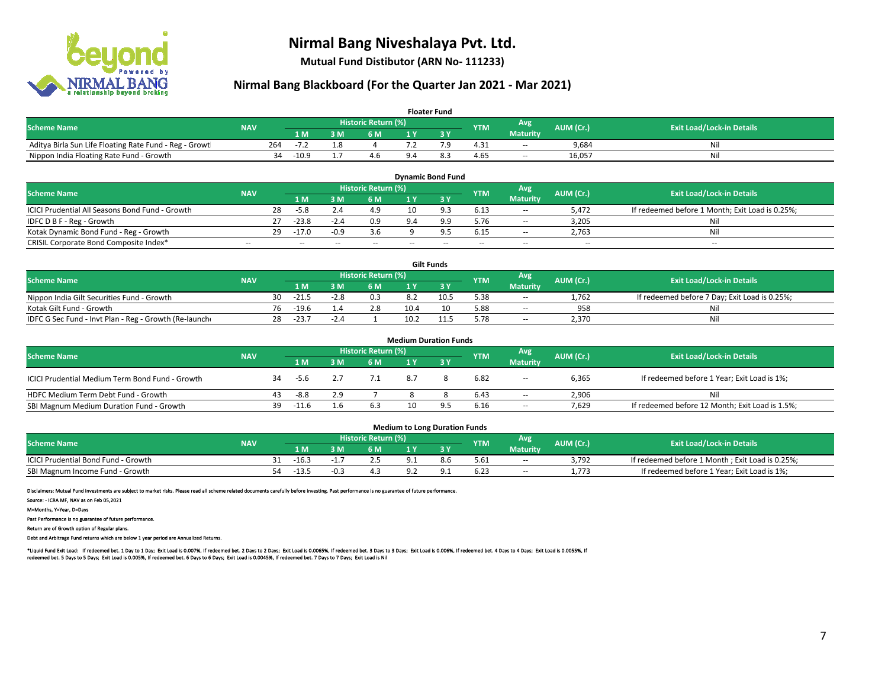# Nirmal Bang Niveshalaya Pvt. Ltd.

**Mutual Fund Distibutor (ARN No- 111233)**

## Nirmal Bang Blackboard (For the Quarter Jan 2021 - Mar 2021)

### Floater Fund

| Scheme Name | NAV | Historic Return (%) | | | | | YTM | Avg Maturity | AUM (Cr.) | Exit Load/Lock-in Details |
|---|---|---|---|---|---|---|---|---|---|---|
| | | 1 M | 3 M | 6 M | 1 Y | 3 Y | | | | |
| Aditya Birla Sun Life Floating Rate Fund - Reg - Growt | 264 | -7.2 | 1.8 | 4 | 7.2 | 7.9 | 4.31 | -- | 9,684 | Nil |
| Nippon India Floating Rate Fund - Growth | 34 | -10.9 | 1.7 | 4.6 | 9.4 | 8.3 | 4.65 | -- | 16,057 | Nil |

### Dynamic Bond Fund

| Scheme Name | NAV | Historic Return (%) | | | | | YTM | Avg Maturity | AUM (Cr.) | Exit Load/Lock-in Details |
|---|---|---|---|---|---|---|---|---|---|---|
| | | 1 M | 3 M | 6 M | 1 Y | 3 Y | | | | |
| ICICI Prudential All Seasons Bond Fund - Growth | 28 | -5.8 | 2.4 | 4.9 | 10 | 9.3 | 6.13 | -- | 5,472 | If redeemed before 1 Month; Exit Load is 0.25%; |
| IDFC D B F - Reg - Growth | 27 | -23.8 | -2.4 | 0.9 | 9.4 | 9.9 | 5.76 | -- | 3,205 | Nil |
| Kotak Dynamic Bond Fund - Reg - Growth | 29 | -17.0 | -0.9 | 3.6 | 9 | 9.5 | 6.15 | -- | 2,763 | Nil |
| CRISIL Corporate Bond Composite Index* | -- | -- | -- | -- | -- | -- | -- | -- | -- | -- |

### Gilt Funds

| Scheme Name | NAV | Historic Return (%) | | | | | YTM | Avg Maturity | AUM (Cr.) | Exit Load/Lock-in Details |
|---|---|---|---|---|---|---|---|---|---|---|
| | | 1 M | 3 M | 6 M | 1 Y | 3 Y | | | | |
| Nippon India Gilt Securities Fund - Growth | 30 | -21.5 | -2.8 | 0.3 | 8.2 | 10.5 | 5.38 | -- | 1,762 | If redeemed before 7 Day; Exit Load is 0.25%; |
| Kotak Gilt Fund - Growth | 76 | -19.6 | 1.4 | 2.8 | 10.4 | 10 | 5.88 | -- | 958 | Nil |
| IDFC G Sec Fund - Invt Plan - Reg - Growth (Re-launch | 28 | -23.7 | -2.4 | 1 | 10.2 | 11.5 | 5.78 | -- | 2,370 | Nil |

### Medium Duration Funds

| Scheme Name | NAV | Historic Return (%) | | | | | YTM | Avg Maturity | AUM (Cr.) | Exit Load/Lock-in Details |
|---|---|---|---|---|---|---|---|---|---|---|
| | | 1 M | 3 M | 6 M | 1 Y | 3 Y | | | | |
| ICICI Prudential Medium Term Bond Fund - Growth | 34 | -5.6 | 2.7 | 7.1 | 8.7 | 8 | 6.82 | -- | 6,365 | If redeemed before 1 Year; Exit Load is 1%; |
| HDFC Medium Term Debt Fund - Growth | 43 | -8.8 | 2.9 | 7 | 8 | 8 | 6.43 | -- | 2,906 | Nil |
| SBI Magnum Medium Duration Fund - Growth | 39 | -11.6 | 1.6 | 6.3 | 10 | 9.5 | 6.16 | -- | 7,629 | If redeemed before 12 Month; Exit Load is 1.5%; |

### Medium to Long Duration Funds

| Scheme Name | NAV | Historic Return (%) | | | | | YTM | Avg Maturity | AUM (Cr.) | Exit Load/Lock-in Details |
|---|---|---|---|---|---|---|---|---|---|---|
| | | 1 M | 3 M | 6 M | 1 Y | 3 Y | | | | |
| ICICI Prudential Bond Fund - Growth | 31 | -16.3 | -1.7 | 2.5 | 9.1 | 8.6 | 5.61 | -- | 3,792 | If redeemed before 1 Month ; Exit Load is 0.25%; |
| SBI Magnum Income Fund - Growth | 54 | -13.5 | -0.3 | 4.3 | 9.2 | 9.1 | 6.23 | -- | 1,773 | If redeemed before 1 Year; Exit Load is 1%; |

Disclaimers: Mutual Fund investments are subject to market risks. Please read all scheme related documents carefully before investing. Past performance is no guarantee of future performance.

Source: - ICRA MF, NAV as on Feb 05,2021

M=Months, Y=Year, D=Days

Past Performance is no guarantee of future performance.

Return are of Growth option of Regular plans.

Debt and Arbitrage Fund returns which are below 1 year period are Annualized Returns.

*Liquid Fund Exit Load: If redeemed bet. 1 Day to 1 Day; Exit Load is 0.007%, If redeemed bet. 2 Days to 2 Days; Exit Load is 0.0065%, If redeemed bet. 3 Days to 3 Days; Exit Load is 0.006%, If redeemed bet. 4 Days to 4 Days; Exit Load is 0.0055%, If redeemed bet. 5 Days to 5 Days; Exit Load is 0.005%, If redeemed bet. 6 Days to 6 Days; Exit Load is 0.0045%, If redeemed bet. 7 Days to 7 Days; Exit Load is Nil